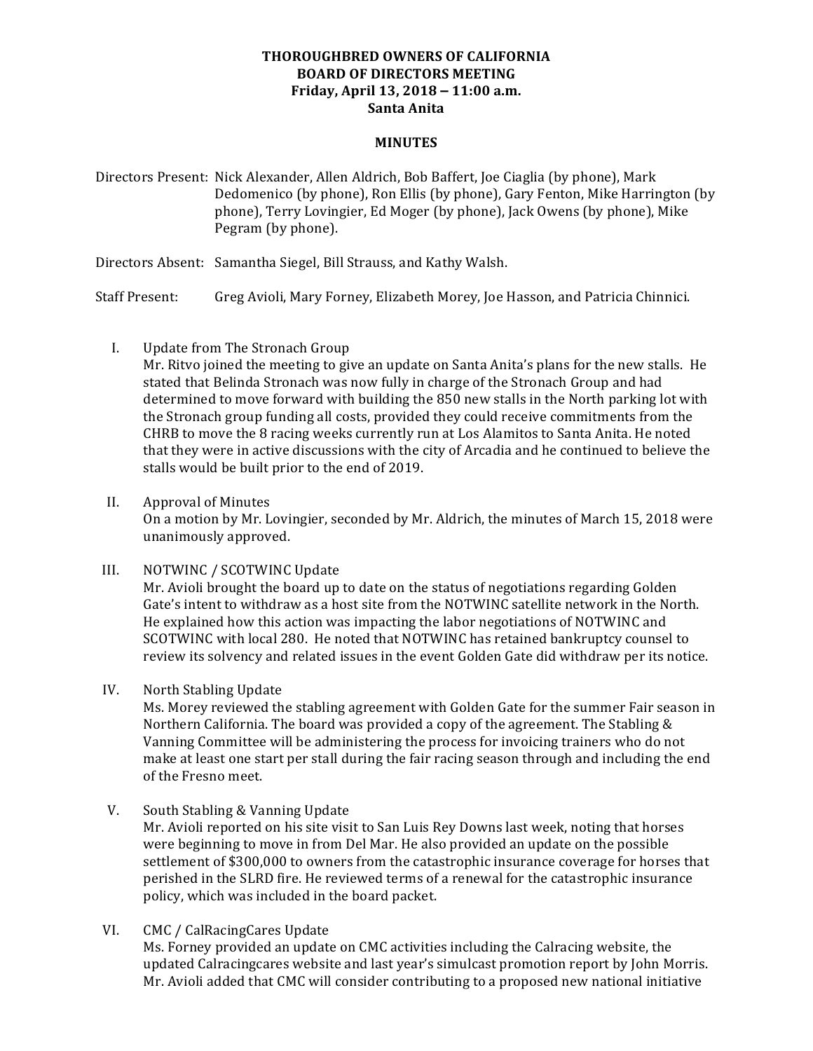# THOROUGHBRED OWNERS OF CALIFORNIA
## BOARD OF DIRECTORS MEETING
### Friday, April 13, 2018 – 11:00 a.m.
### Santa Anita

## MINUTES

Directors Present: Nick Alexander, Allen Aldrich, Bob Baffert, Joe Ciaglia (by phone), Mark Dedomenico (by phone), Ron Ellis (by phone), Gary Fenton, Mike Harrington (by phone), Terry Lovingier, Ed Moger (by phone), Jack Owens (by phone), Mike Pegram (by phone).

Directors Absent: Samantha Siegel, Bill Strauss, and Kathy Walsh.

Staff Present: Greg Avioli, Mary Forney, Elizabeth Morey, Joe Hasson, and Patricia Chinnici.

I. Update from The Stronach Group
Mr. Ritvo joined the meeting to give an update on Santa Anita's plans for the new stalls. He stated that Belinda Stronach was now fully in charge of the Stronach Group and had determined to move forward with building the 850 new stalls in the North parking lot with the Stronach group funding all costs, provided they could receive commitments from the CHRB to move the 8 racing weeks currently run at Los Alamitos to Santa Anita. He noted that they were in active discussions with the city of Arcadia and he continued to believe the stalls would be built prior to the end of 2019.

II. Approval of Minutes
On a motion by Mr. Lovingier, seconded by Mr. Aldrich, the minutes of March 15, 2018 were unanimously approved.

III. NOTWINC / SCOTWINC Update
Mr. Avioli brought the board up to date on the status of negotiations regarding Golden Gate's intent to withdraw as a host site from the NOTWINC satellite network in the North. He explained how this action was impacting the labor negotiations of NOTWINC and SCOTWINC with local 280. He noted that NOTWINC has retained bankruptcy counsel to review its solvency and related issues in the event Golden Gate did withdraw per its notice.

IV. North Stabling Update
Ms. Morey reviewed the stabling agreement with Golden Gate for the summer Fair season in Northern California. The board was provided a copy of the agreement. The Stabling & Vanning Committee will be administering the process for invoicing trainers who do not make at least one start per stall during the fair racing season through and including the end of the Fresno meet.

V. South Stabling & Vanning Update
Mr. Avioli reported on his site visit to San Luis Rey Downs last week, noting that horses were beginning to move in from Del Mar. He also provided an update on the possible settlement of $300,000 to owners from the catastrophic insurance coverage for horses that perished in the SLRD fire. He reviewed terms of a renewal for the catastrophic insurance policy, which was included in the board packet.

VI. CMC / CalRacingCares Update
Ms. Forney provided an update on CMC activities including the Calracing website, the updated Calracingcares website and last year's simulcast promotion report by John Morris. Mr. Avioli added that CMC will consider contributing to a proposed new national initiative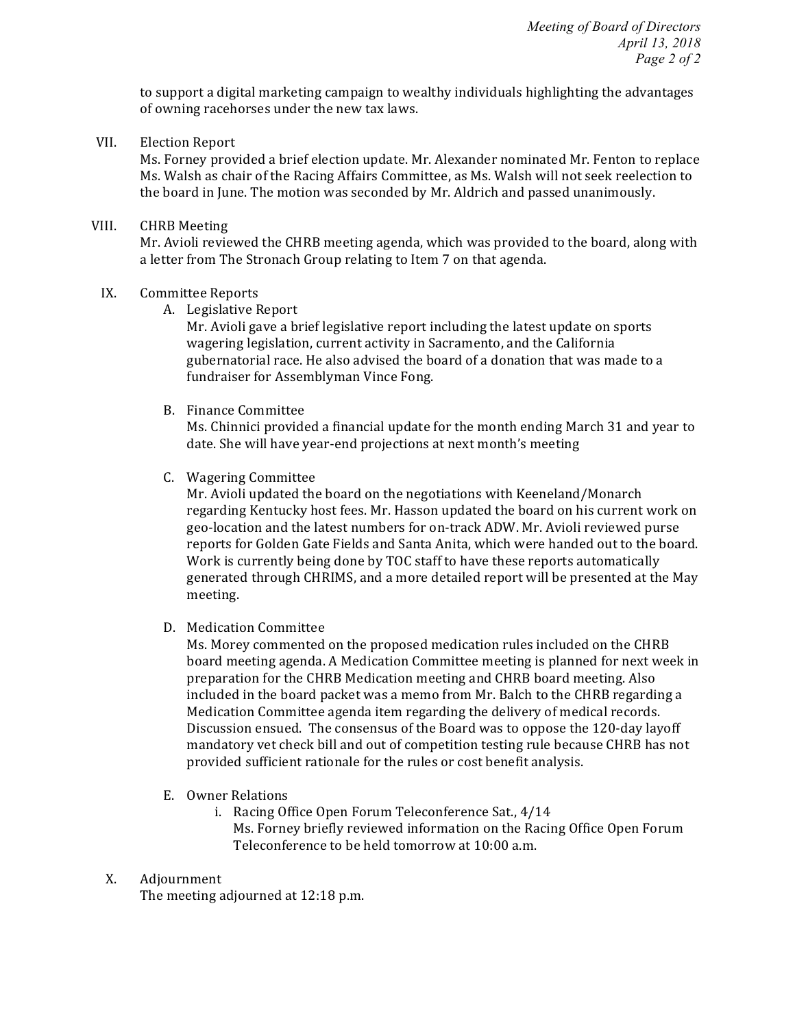to support a digital marketing campaign to wealthy individuals highlighting the advantages of owning racehorses under the new tax laws.

VII. Election Report
Ms. Forney provided a brief election update. Mr. Alexander nominated Mr. Fenton to replace Ms. Walsh as chair of the Racing Affairs Committee, as Ms. Walsh will not seek reelection to the board in June. The motion was seconded by Mr. Aldrich and passed unanimously.

VIII. CHRB Meeting
Mr. Avioli reviewed the CHRB meeting agenda, which was provided to the board, along with a letter from The Stronach Group relating to Item 7 on that agenda.

IX. Committee Reports

A. Legislative Report
Mr. Avioli gave a brief legislative report including the latest update on sports wagering legislation, current activity in Sacramento, and the California gubernatorial race. He also advised the board of a donation that was made to a fundraiser for Assemblyman Vince Fong.

B. Finance Committee
Ms. Chinnici provided a financial update for the month ending March 31 and year to date. She will have year-end projections at next month's meeting

C. Wagering Committee
Mr. Avioli updated the board on the negotiations with Keeneland/Monarch regarding Kentucky host fees. Mr. Hasson updated the board on his current work on geo-location and the latest numbers for on-track ADW. Mr. Avioli reviewed purse reports for Golden Gate Fields and Santa Anita, which were handed out to the board. Work is currently being done by TOC staff to have these reports automatically generated through CHRIMS, and a more detailed report will be presented at the May meeting.

D. Medication Committee
Ms. Morey commented on the proposed medication rules included on the CHRB board meeting agenda. A Medication Committee meeting is planned for next week in preparation for the CHRB Medication meeting and CHRB board meeting. Also included in the board packet was a memo from Mr. Balch to the CHRB regarding a Medication Committee agenda item regarding the delivery of medical records. Discussion ensued. The consensus of the Board was to oppose the 120-day layoff mandatory vet check bill and out of competition testing rule because CHRB has not provided sufficient rationale for the rules or cost benefit analysis.

E. Owner Relations

i. Racing Office Open Forum Teleconference Sat., 4/14
Ms. Forney briefly reviewed information on the Racing Office Open Forum Teleconference to be held tomorrow at 10:00 a.m.

X. Adjournment
The meeting adjourned at 12:18 p.m.